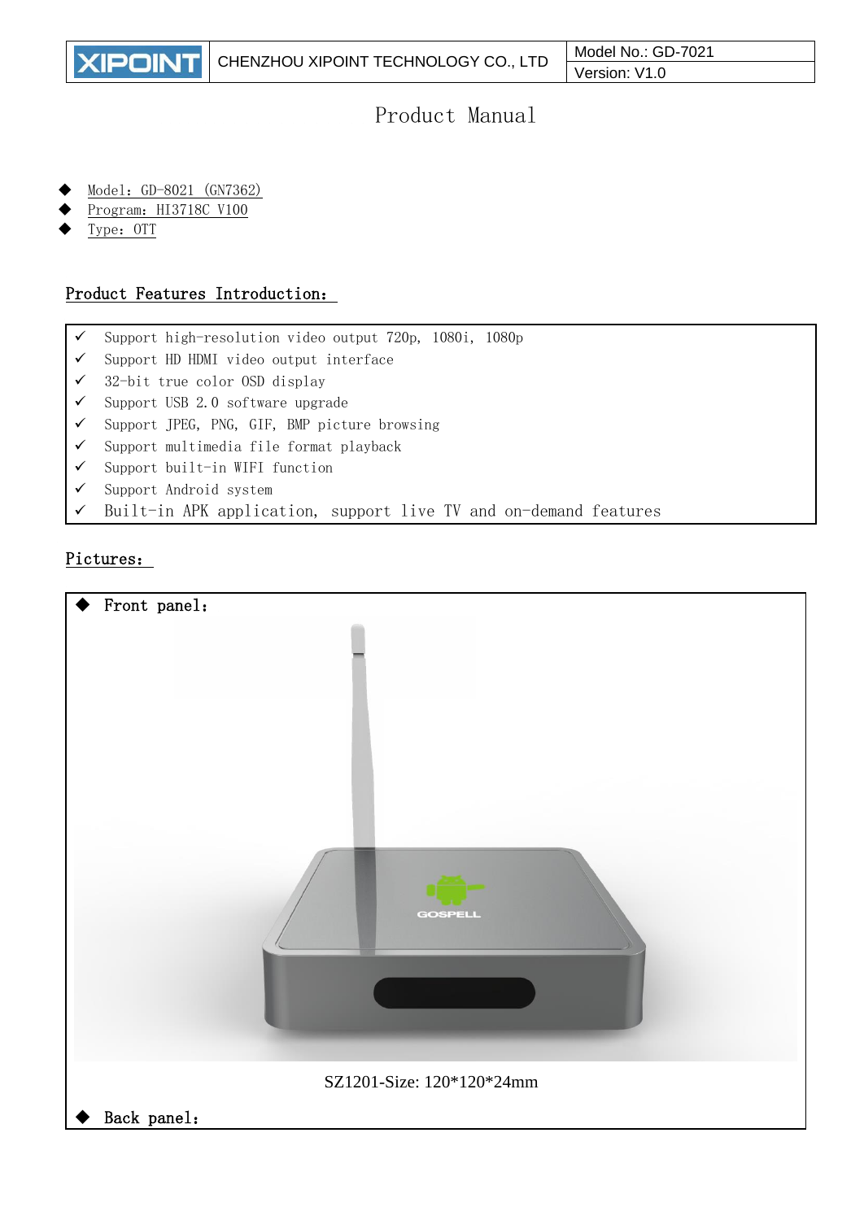| XIPOINT | CHENZHOU XIPOINT TECHNOLOGY CO., LTD | Model No.: GD-7021 |
| --- | --- | --- |
| | | Version: V1.0 |

# Product Manual

- Model：GD-8021 (GN7362)
- Program：HI3718C V100
- Type：OTT

## Product Features Introduction：

- ✓ Support high-resolution video output 720p, 1080i, 1080p
- ✓ Support HD HDMI video output interface
- ✓ 32-bit true color OSD display
- ✓ Support USB 2.0 software upgrade
- ✓ Support JPEG, PNG, GIF, BMP picture browsing
- ✓ Support multimedia file format playback
- ✓ Support built-in WIFI function
- ✓ Support Android system
- ✓ Built-in APK application, support live TV and on-demand features

## Pictures：

- Front panel：

SZ1201-Size: 120*120*24mm

- Back panel：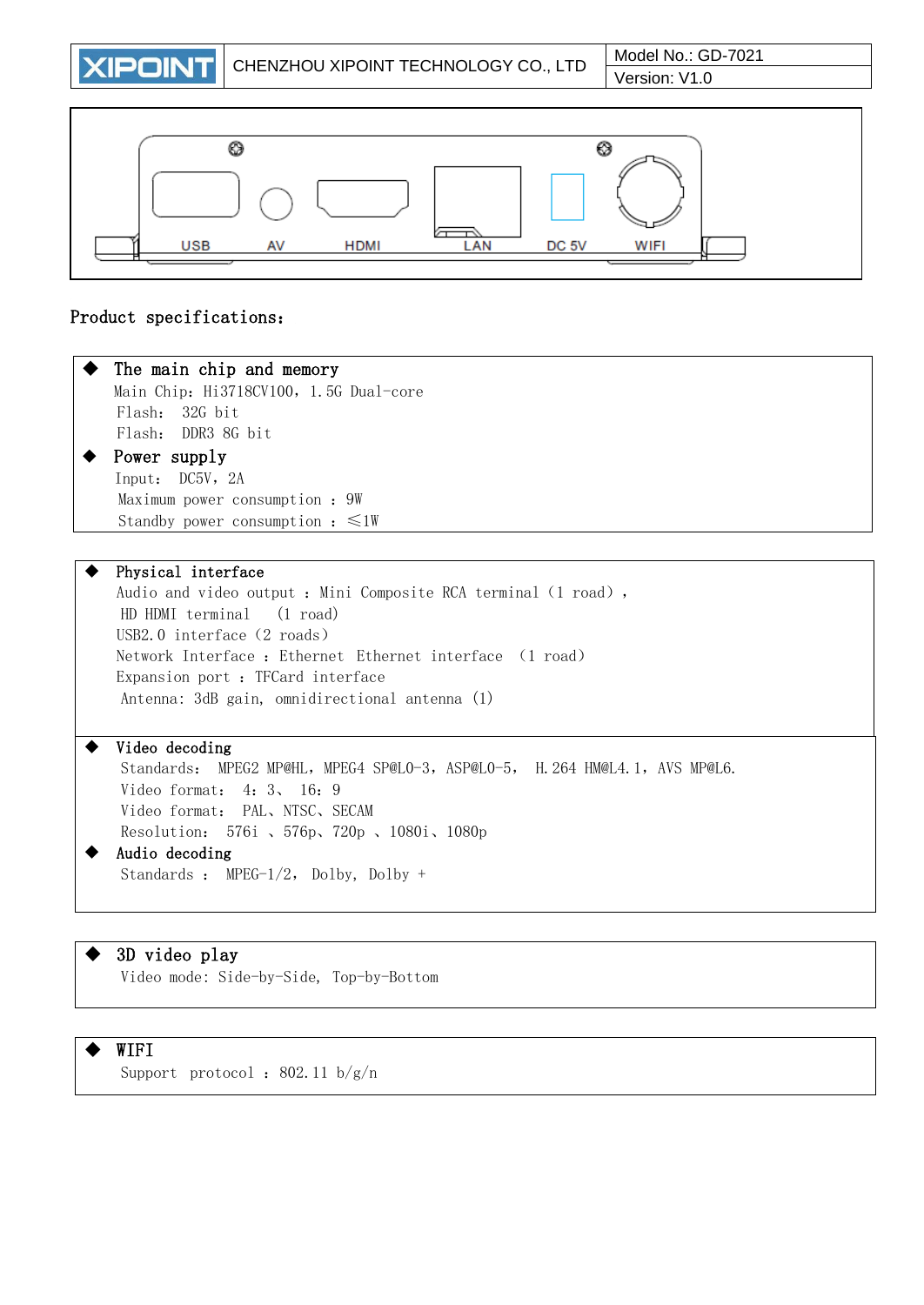| XIPOINT | CHENZHOU XIPOINT TECHNOLOGY CO., LTD | Model No.: GD-7021<br>Version: V1.0 |
|---|---|---|

USB AV HDMI LAN DC 5V WIFI

Product specifications:

- **The main chip and memory**
  Main Chip: Hi3718CV100, 1.5G Dual-core
  Flash: 32G bit
  Flash: DDR3 8G bit
- **Power supply**
  Input: DC5V, 2A
  Maximum power consumption : 9W
  Standby power consumption : ≤1W

- **Physical interface**
  Audio and video output : Mini Composite RCA terminal (1 road) ,
  HD HDMI terminal (1 road)
  USB2.0 interface (2 roads)
  Network Interface : Ethernet Ethernet interface (1 road)
  Expansion port : TFCard interface
  Antenna: 3dB gain, omnidirectional antenna (1)

- **Video decoding**
  Standards: MPEG2 MP@HL, MPEG4 SP@L0-3, ASP@L0-5, H.264 HM@L4.1, AVS MP@L6.
  Video format: 4: 3、 16: 9
  Video format: PAL、NTSC、SECAM
  Resolution: 576i 、576p、720p 、1080i、1080p
- **Audio decoding**
  Standards : MPEG-1/2, Dolby, Dolby +

- **3D video play**
  Video mode: Side-by-Side, Top-by-Bottom

- **WIFI**
  Support protocol : 802.11 b/g/n